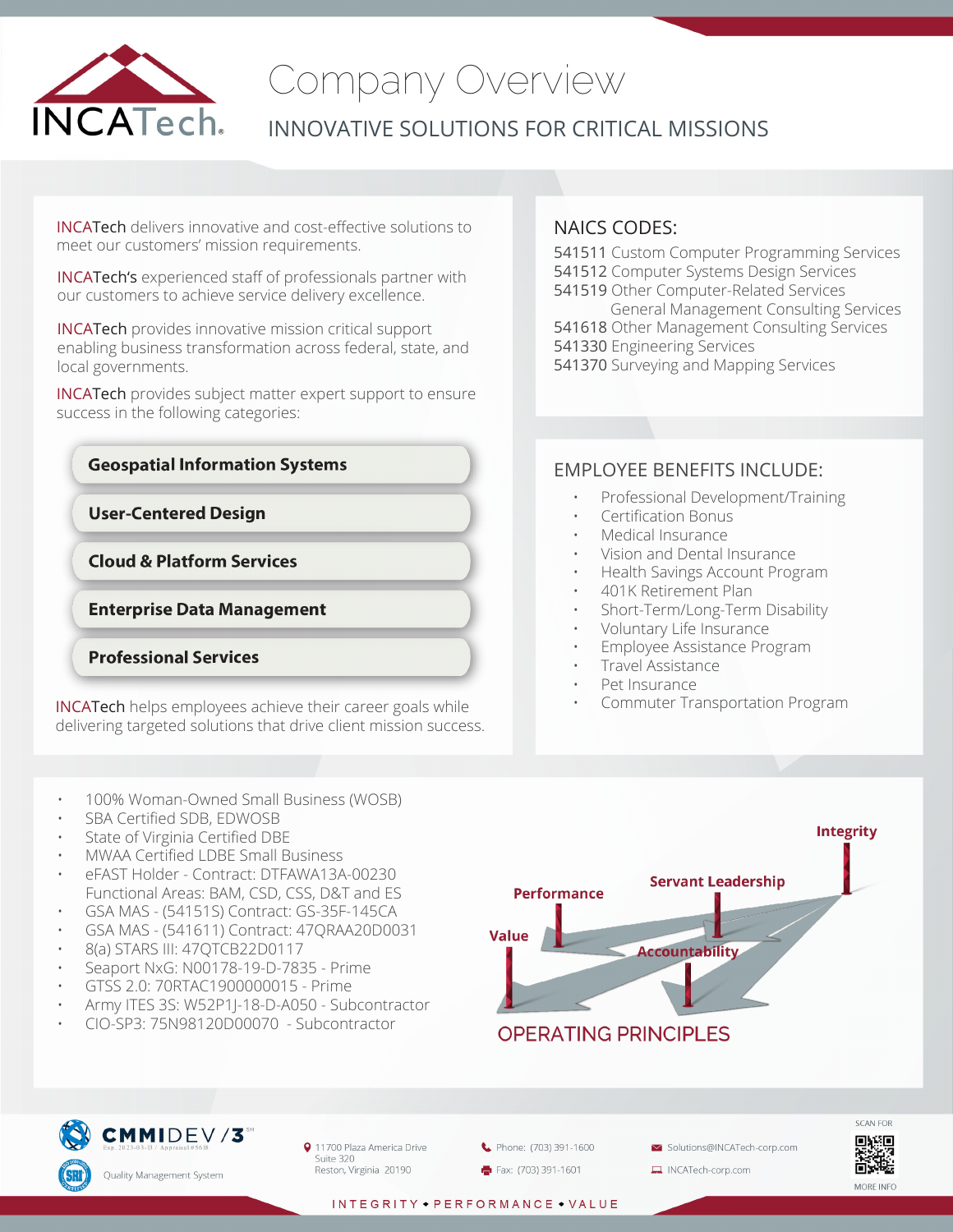# Company Overview

## INNOVATIVE SOLUTIONS FOR CRITICAL MISSIONS

INCATech delivers innovative and cost-effective solutions to meet our customers' mission requirements.

INCATech's experienced staff of professionals partner with our customers to achieve service delivery excellence.

INCATech provides innovative mission critical support enabling business transformation across federal, state, and local governments.

INCATech provides subject matter expert support to ensure success in the following categories:

- **Geospatial Information Systems**
- **User-Centered Design**
- **Cloud & Platform Services**
- **Enterprise Data Management**
- **Professional Services**

INCATech helps employees achieve their career goals while delivering targeted solutions that drive client mission success.

## NAICS CODES:

541511 Custom Computer Programming Services
541512 Computer Systems Design Services
541519 Other Computer-Related Services
General Management Consulting Services
541618 Other Management Consulting Services
541330 Engineering Services
541370 Surveying and Mapping Services

## EMPLOYEE BENEFITS INCLUDE:

- Professional Development/Training
- Certification Bonus
- Medical Insurance
- Vision and Dental Insurance
- Health Savings Account Program
- 401K Retirement Plan
- Short-Term/Long-Term Disability
- Voluntary Life Insurance
- Employee Assistance Program
- Travel Assistance
- Pet Insurance
- Commuter Transportation Program

- 100% Woman-Owned Small Business (WOSB)
- SBA Certified SDB, EDWOSB
- State of Virginia Certified DBE
- MWAA Certified LDBE Small Business
- eFAST Holder - Contract: DTFAWA13A-00230
  Functional Areas: BAM, CSD, CSS, D&T and ES
- GSA MAS - (54151S) Contract: GS-35F-145CA
- GSA MAS - (541611) Contract: 47QRAA20D0031
- 8(a) STARS III: 47QTCB22D0117
- Seaport NxG: N00178-19-D-7835 - Prime
- GTSS 2.0: 70RTAC1900000015 - Prime
- Army ITES 3S: W52P1J-18-D-A050 - Subcontractor
- CIO-SP3: 75N98120D00070 - Subcontractor

Integrity
Performance
Servant Leadership
Value
Accountability

OPERATING PRINCIPLES

CMMIDEV/3 Exp. 2023-03-13 / Appraisal #5618

Quality Management System

11700 Plaza America Drive
Suite 320
Reston, Virginia 20190

Phone: (703) 391-1600
Fax: (703) 391-1601

Solutions@INCATech-corp.com
INCATech-corp.com

SCAN FOR MORE INFO

INTEGRITY • PERFORMANCE • VALUE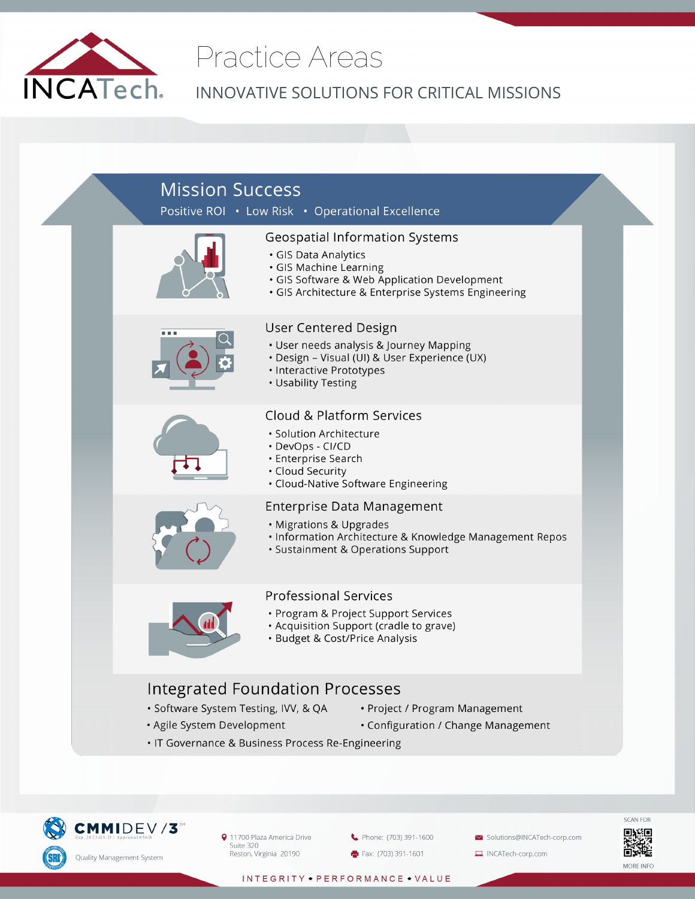# Practice Areas

INNOVATIVE SOLUTIONS FOR CRITICAL MISSIONS

## Mission Success

Positive ROI • Low Risk • Operational Excellence

### Geospatial Information Systems

- GIS Data Analytics
- GIS Machine Learning
- GIS Software & Web Application Development
- GIS Architecture & Enterprise Systems Engineering

### User Centered Design

- User needs analysis & Journey Mapping
- Design – Visual (UI) & User Experience (UX)
- Interactive Prototypes
- Usability Testing

### Cloud & Platform Services

- Solution Architecture
- DevOps - CI/CD
- Enterprise Search
- Cloud Security
- Cloud-Native Software Engineering

### Enterprise Data Management

- Migrations & Upgrades
- Information Architecture & Knowledge Management Repos
- Sustainment & Operations Support

### Professional Services

- Program & Project Support Services
- Acquisition Support (cradle to grave)
- Budget & Cost/Price Analysis

## Integrated Foundation Processes

- Software System Testing, IVV, & QA
- Agile System Development
- Project / Program Management
- Configuration / Change Management
- IT Governance & Business Process Re-Engineering

CMMIDEV/3

Quality Management System

11700 Plaza America Drive
Suite 320
Reston, Virginia 20190

Phone: (703) 391-1600
Fax: (703) 391-1601

Solutions@INCATech-corp.com
INCATech-corp.com

SCAN FOR MORE INFO

INTEGRITY • PERFORMANCE • VALUE